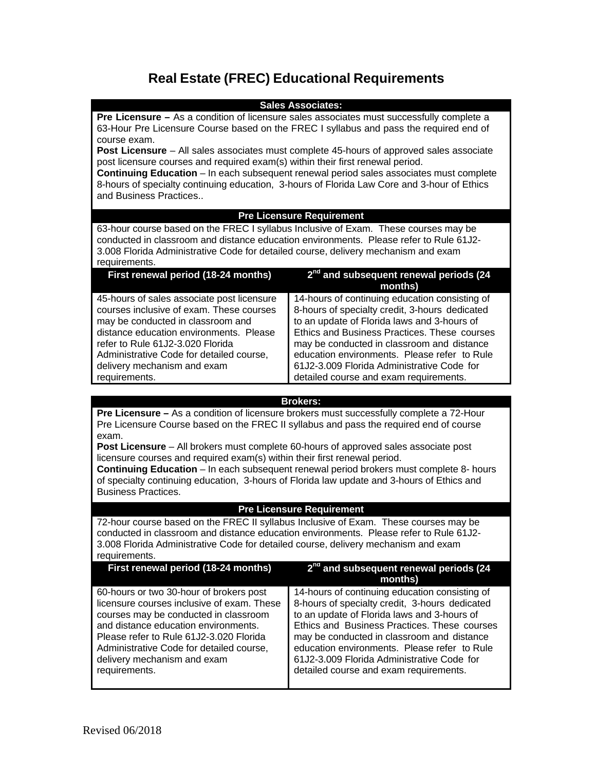# Real Estate (FREC) Educational Requirements

| Sales Associates: | |
|---|---|
| **Pre Licensure –** As a condition of licensure sales associates must successfully complete a 63-Hour Pre Licensure Course based on the FREC I syllabus and pass the required end of course exam.<br>**Post Licensure** – All sales associates must complete 45-hours of approved sales associate post licensure courses and required exam(s) within their first renewal period.<br>**Continuing Education** – In each subsequent renewal period sales associates must complete 8-hours of specialty continuing education, 3-hours of Florida Law Core and 3-hour of Ethics and Business Practices.. | |
| **Pre Licensure Requirement** | |
| 63-hour course based on the FREC I syllabus Inclusive of Exam. These courses may be conducted in classroom and distance education environments. Please refer to Rule 61J2-3.008 Florida Administrative Code for detailed course, delivery mechanism and exam requirements. | |
| **First renewal period (18-24 months)** | **2nd and subsequent renewal periods (24 months)** |
| 45-hours of sales associate post licensure courses inclusive of exam. These courses may be conducted in classroom and distance education environments. Please refer to Rule 61J2-3.020 Florida Administrative Code for detailed course, delivery mechanism and exam requirements. | 14-hours of continuing education consisting of 8-hours of specialty credit, 3-hours dedicated to an update of Florida laws and 3-hours of Ethics and Business Practices. These courses may be conducted in classroom and distance education environments. Please refer to Rule 61J2-3.009 Florida Administrative Code for detailed course and exam requirements. |

| Brokers: | |
|---|---|
| **Pre Licensure –** As a condition of licensure brokers must successfully complete a 72-Hour Pre Licensure Course based on the FREC II syllabus and pass the required end of course exam.<br>**Post Licensure** – All brokers must complete 60-hours of approved sales associate post licensure courses and required exam(s) within their first renewal period.<br>**Continuing Education** – In each subsequent renewal period brokers must complete 8- hours of specialty continuing education, 3-hours of Florida law update and 3-hours of Ethics and Business Practices. | |
| **Pre Licensure Requirement** | |
| 72-hour course based on the FREC II syllabus Inclusive of Exam. These courses may be conducted in classroom and distance education environments. Please refer to Rule 61J2-3.008 Florida Administrative Code for detailed course, delivery mechanism and exam requirements. | |
| **First renewal period (18-24 months)** | **2nd and subsequent renewal periods (24 months)** |
| 60-hours or two 30-hour of brokers post licensure courses inclusive of exam. These courses may be conducted in classroom and distance education environments. Please refer to Rule 61J2-3.020 Florida Administrative Code for detailed course, delivery mechanism and exam requirements. | 14-hours of continuing education consisting of 8-hours of specialty credit, 3-hours dedicated to an update of Florida laws and 3-hours of Ethics and Business Practices. These courses may be conducted in classroom and distance education environments. Please refer to Rule 61J2-3.009 Florida Administrative Code for detailed course and exam requirements. |

Revised 06/2018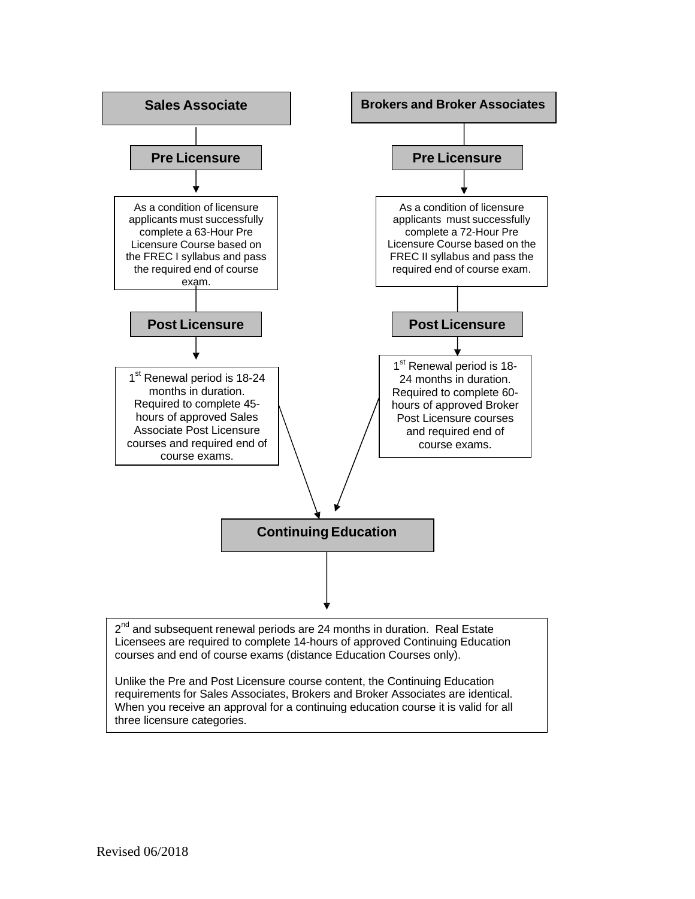**Sales Associate**

**Pre Licensure**

As a condition of licensure applicants must successfully complete a 63-Hour Pre Licensure Course based on the FREC I syllabus and pass the required end of course exam.

**Post Licensure**

1st Renewal period is 18-24 months in duration. Required to complete 45-hours of approved Sales Associate Post Licensure courses and required end of course exams.

**Brokers and Broker Associates**

**Pre Licensure**

As a condition of licensure applicants must successfully complete a 72-Hour Pre Licensure Course based on the FREC II syllabus and pass the required end of course exam.

**Post Licensure**

1st Renewal period is 18-24 months in duration. Required to complete 60-hours of approved Broker Post Licensure courses and required end of course exams.

**Continuing Education**

2nd and subsequent renewal periods are 24 months in duration. Real Estate Licensees are required to complete 14-hours of approved Continuing Education courses and end of course exams (distance Education Courses only).

Unlike the Pre and Post Licensure course content, the Continuing Education requirements for Sales Associates, Brokers and Broker Associates are identical. When you receive an approval for a continuing education course it is valid for all three licensure categories.

Revised 06/2018